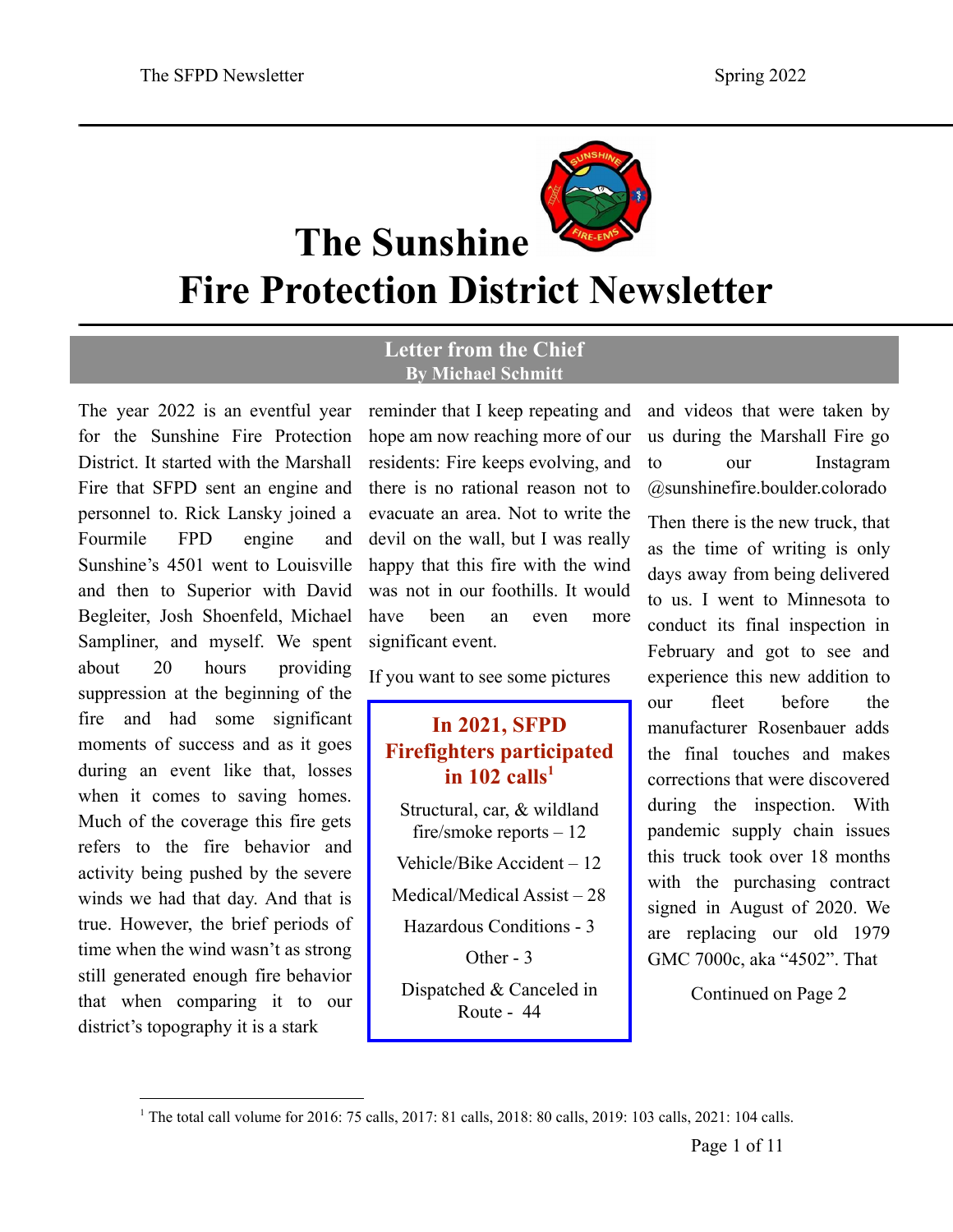# The Sunshine Fire Protection District Newsletter

## Letter from the Chief

**By Michael Schmitt**

The year 2022 is an eventful year for the Sunshine Fire Protection District. It started with the Marshall Fire that SFPD sent an engine and personnel to. Rick Lansky joined a Fourmile FPD engine and Sunshine's 4501 went to Louisville and then to Superior with David Begleiter, Josh Shoenfeld, Michael Sampliner, and myself. We spent about 20 hours providing suppression at the beginning of the fire and had some significant moments of success and as it goes during an event like that, losses when it comes to saving homes. Much of the coverage this fire gets refers to the fire behavior and activity being pushed by the severe winds we had that day. And that is true. However, the brief periods of time when the wind wasn't as strong still generated enough fire behavior that when comparing it to our district's topography it is a stark reminder that I keep repeating and hope am now reaching more of our residents: Fire keeps evolving, and there is no rational reason not to evacuate an area. Not to write the devil on the wall, but I was really happy that this fire with the wind was not in our foothills. It would have been an even more significant event.

If you want to see some pictures and videos that were taken by us during the Marshall Fire go to our Instagram @sunshinefire.boulder.colorado

Then there is the new truck, that as the time of writing is only days away from being delivered to us. I went to Minnesota to conduct its final inspection in February and got to see and experience this new addition to our fleet before the manufacturer Rosenbauer adds the final touches and makes corrections that were discovered during the inspection. With pandemic supply chain issues this truck took over 18 months with the purchasing contract signed in August of 2020. We are replacing our old 1979 GMC 7000c, aka "4502". That

Continued on Page 2

---

**In 2021, SFPD Firefighters participated in 102 calls[1]**

Structural, car, & wildland fire/smoke reports – 12

Vehicle/Bike Accident – 12

Medical/Medical Assist – 28

Hazardous Conditions - 3

Other - 3

Dispatched & Canceled in Route - 44

---

[1] The total call volume for 2016: 75 calls, 2017: 81 calls, 2018: 80 calls, 2019: 103 calls, 2021: 104 calls.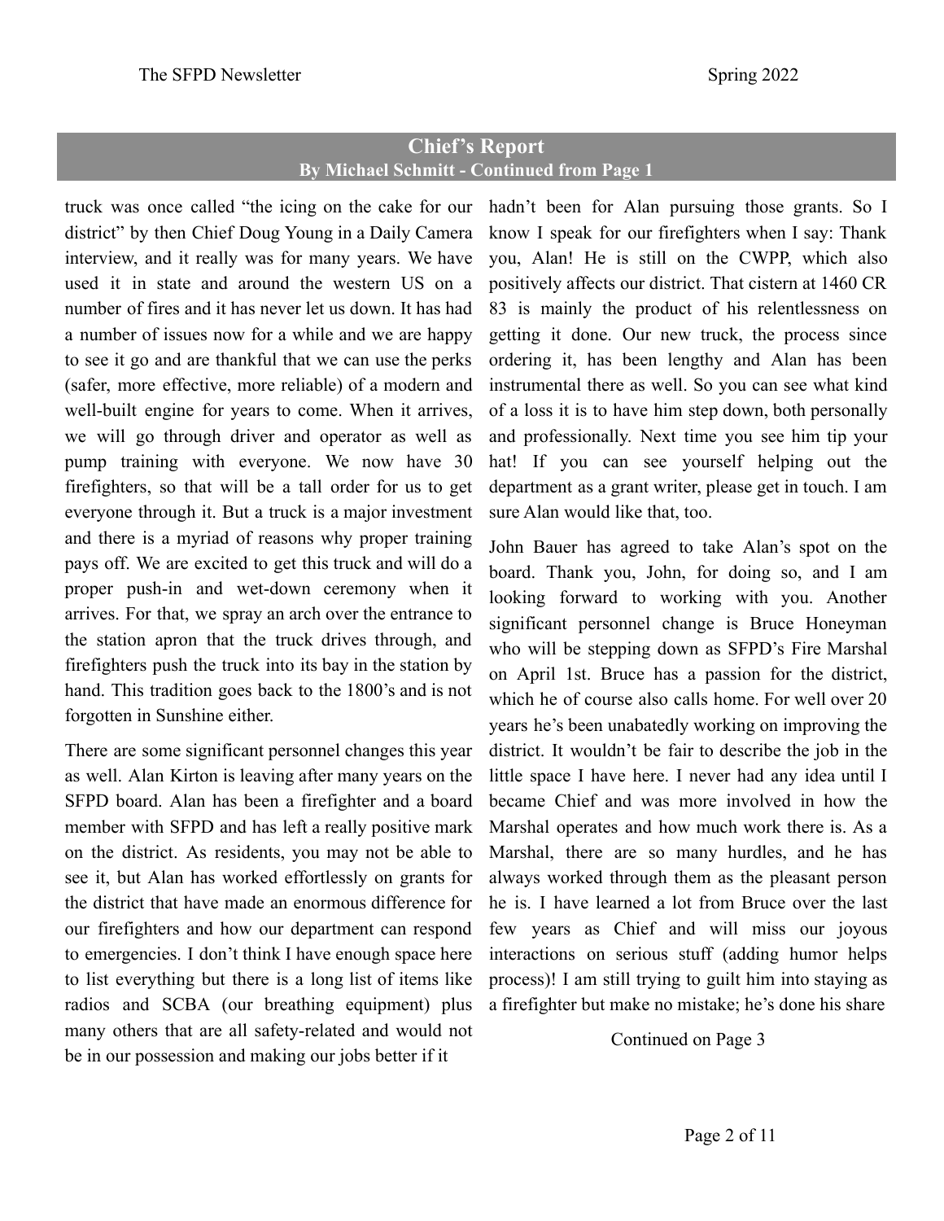## Chief's Report

**By Michael Schmitt - Continued from Page 1**

truck was once called "the icing on the cake for our district" by then Chief Doug Young in a Daily Camera interview, and it really was for many years. We have used it in state and around the western US on a number of fires and it has never let us down. It has had a number of issues now for a while and we are happy to see it go and are thankful that we can use the perks (safer, more effective, more reliable) of a modern and well-built engine for years to come. When it arrives, we will go through driver and operator as well as pump training with everyone. We now have 30 firefighters, so that will be a tall order for us to get everyone through it. But a truck is a major investment and there is a myriad of reasons why proper training pays off. We are excited to get this truck and will do a proper push-in and wet-down ceremony when it arrives. For that, we spray an arch over the entrance to the station apron that the truck drives through, and firefighters push the truck into its bay in the station by hand. This tradition goes back to the 1800's and is not forgotten in Sunshine either.

There are some significant personnel changes this year as well. Alan Kirton is leaving after many years on the SFPD board. Alan has been a firefighter and a board member with SFPD and has left a really positive mark on the district. As residents, you may not be able to see it, but Alan has worked effortlessly on grants for the district that have made an enormous difference for our firefighters and how our department can respond to emergencies. I don't think I have enough space here to list everything but there is a long list of items like radios and SCBA (our breathing equipment) plus many others that are all safety-related and would not be in our possession and making our jobs better if it hadn't been for Alan pursuing those grants. So I know I speak for our firefighters when I say: Thank you, Alan! He is still on the CWPP, which also positively affects our district. That cistern at 1460 CR 83 is mainly the product of his relentlessness on getting it done. Our new truck, the process since ordering it, has been lengthy and Alan has been instrumental there as well. So you can see what kind of a loss it is to have him step down, both personally and professionally. Next time you see him tip your hat! If you can see yourself helping out the department as a grant writer, please get in touch. I am sure Alan would like that, too.

John Bauer has agreed to take Alan's spot on the board. Thank you, John, for doing so, and I am looking forward to working with you. Another significant personnel change is Bruce Honeyman who will be stepping down as SFPD's Fire Marshal on April 1st. Bruce has a passion for the district, which he of course also calls home. For well over 20 years he's been unabatedly working on improving the district. It wouldn't be fair to describe the job in the little space I have here. I never had any idea until I became Chief and was more involved in how the Marshal operates and how much work there is. As a Marshal, there are so many hurdles, and he has always worked through them as the pleasant person he is. I have learned a lot from Bruce over the last few years as Chief and will miss our joyous interactions on serious stuff (adding humor helps process)! I am still trying to guilt him into staying as a firefighter but make no mistake; he's done his share

Continued on Page 3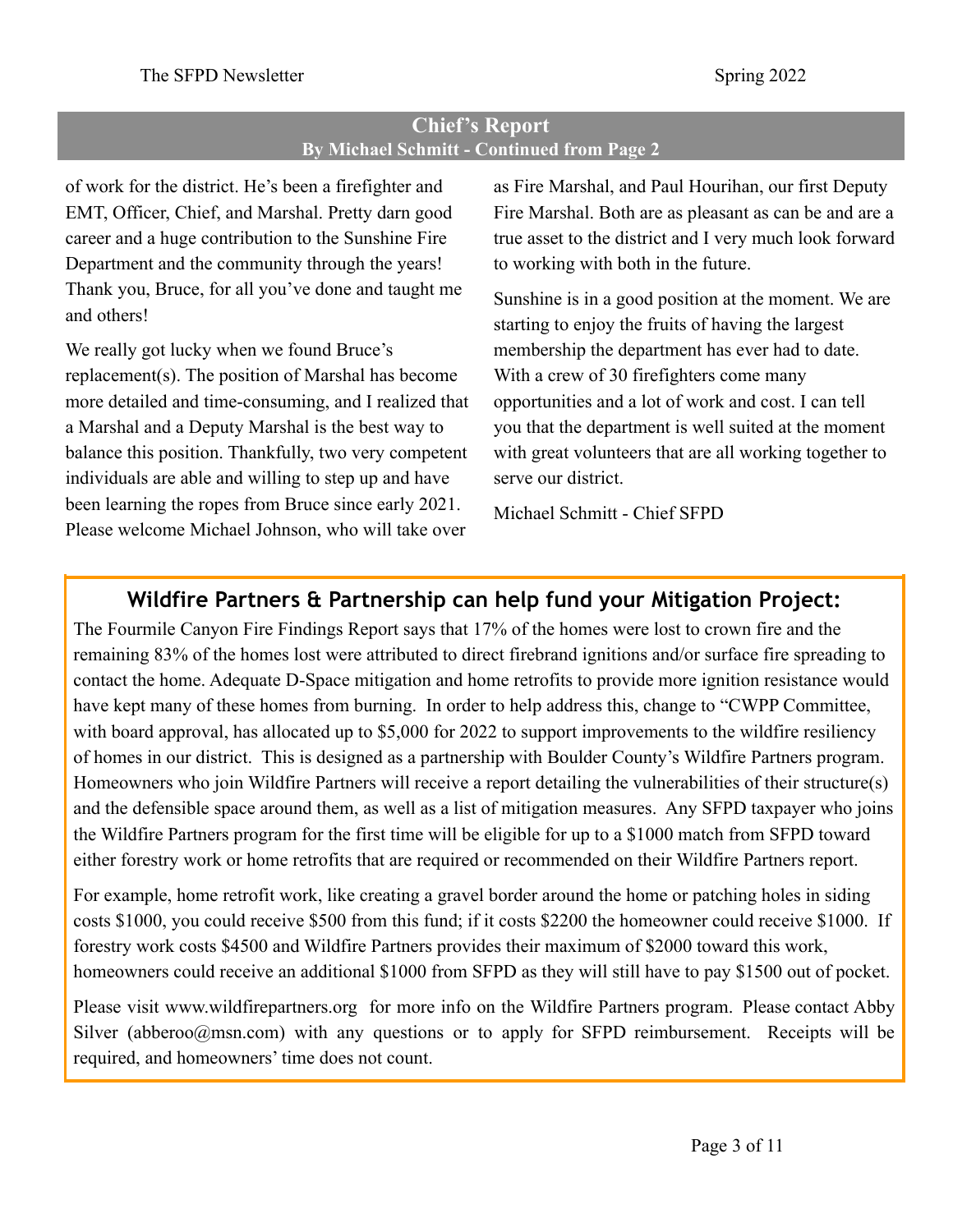## Chief's Report

**By Michael Schmitt - Continued from Page 2**

of work for the district. He's been a firefighter and EMT, Officer, Chief, and Marshal. Pretty darn good career and a huge contribution to the Sunshine Fire Department and the community through the years! Thank you, Bruce, for all you've done and taught me and others!

We really got lucky when we found Bruce's replacement(s). The position of Marshal has become more detailed and time-consuming, and I realized that a Marshal and a Deputy Marshal is the best way to balance this position. Thankfully, two very competent individuals are able and willing to step up and have been learning the ropes from Bruce since early 2021. Please welcome Michael Johnson, who will take over as Fire Marshal, and Paul Hourihan, our first Deputy Fire Marshal. Both are as pleasant as can be and are a true asset to the district and I very much look forward to working with both in the future.

Sunshine is in a good position at the moment. We are starting to enjoy the fruits of having the largest membership the department has ever had to date. With a crew of 30 firefighters come many opportunities and a lot of work and cost. I can tell you that the department is well suited at the moment with great volunteers that are all working together to serve our district.

Michael Schmitt - Chief SFPD

## Wildfire Partners & Partnership can help fund your Mitigation Project:

The Fourmile Canyon Fire Findings Report says that 17% of the homes were lost to crown fire and the remaining 83% of the homes lost were attributed to direct firebrand ignitions and/or surface fire spreading to contact the home. Adequate D-Space mitigation and home retrofits to provide more ignition resistance would have kept many of these homes from burning. In order to help address this, change to "CWPP Committee, with board approval, has allocated up to $5,000 for 2022 to support improvements to the wildfire resiliency of homes in our district. This is designed as a partnership with Boulder County's Wildfire Partners program. Homeowners who join Wildfire Partners will receive a report detailing the vulnerabilities of their structure(s) and the defensible space around them, as well as a list of mitigation measures. Any SFPD taxpayer who joins the Wildfire Partners program for the first time will be eligible for up to a $1000 match from SFPD toward either forestry work or home retrofits that are required or recommended on their Wildfire Partners report.

For example, home retrofit work, like creating a gravel border around the home or patching holes in siding costs $1000, you could receive $500 from this fund; if it costs $2200 the homeowner could receive $1000. If forestry work costs $4500 and Wildfire Partners provides their maximum of $2000 toward this work, homeowners could receive an additional $1000 from SFPD as they will still have to pay $1500 out of pocket.

Please visit www.wildfirepartners.org for more info on the Wildfire Partners program. Please contact Abby Silver (abberoo@msn.com) with any questions or to apply for SFPD reimbursement. Receipts will be required, and homeowners' time does not count.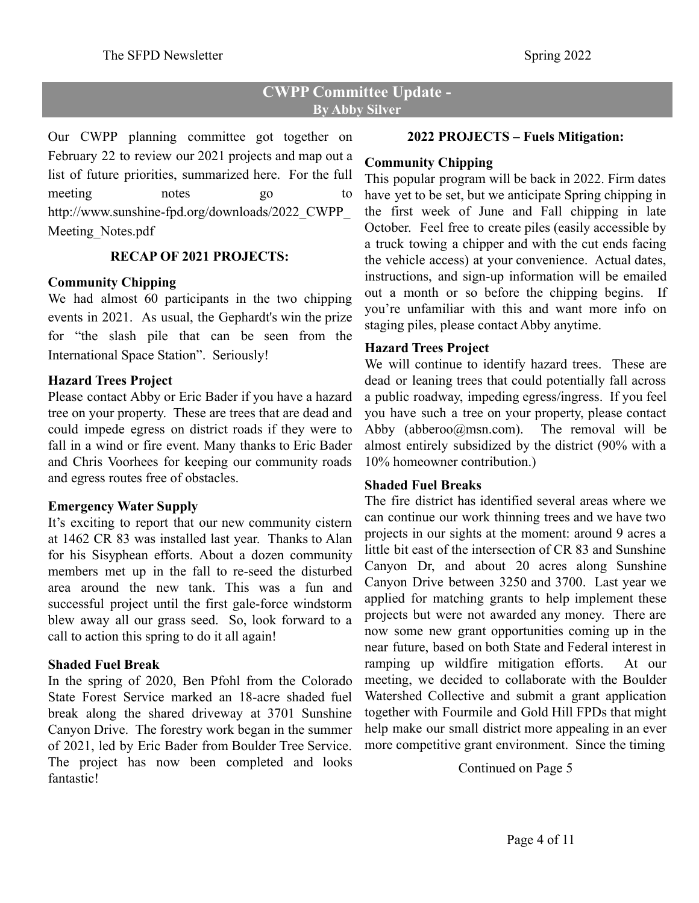## CWPP Committee Update - By Abby Silver

Our CWPP planning committee got together on February 22 to review our 2021 projects and map out a list of future priorities, summarized here. For the full meeting notes go to http://www.sunshine-fpd.org/downloads/2022_CWPP_Meeting_Notes.pdf

### RECAP OF 2021 PROJECTS:

**Community Chipping**

We had almost 60 participants in the two chipping events in 2021. As usual, the Gephardt's win the prize for "the slash pile that can be seen from the International Space Station". Seriously!

**Hazard Trees Project**

Please contact Abby or Eric Bader if you have a hazard tree on your property. These are trees that are dead and could impede egress on district roads if they were to fall in a wind or fire event. Many thanks to Eric Bader and Chris Voorhees for keeping our community roads and egress routes free of obstacles.

**Emergency Water Supply**

It's exciting to report that our new community cistern at 1462 CR 83 was installed last year. Thanks to Alan for his Sisyphean efforts. About a dozen community members met up in the fall to re-seed the disturbed area around the new tank. This was a fun and successful project until the first gale-force windstorm blew away all our grass seed. So, look forward to a call to action this spring to do it all again!

**Shaded Fuel Break**

In the spring of 2020, Ben Pfohl from the Colorado State Forest Service marked an 18-acre shaded fuel break along the shared driveway at 3701 Sunshine Canyon Drive. The forestry work began in the summer of 2021, led by Eric Bader from Boulder Tree Service. The project has now been completed and looks fantastic!

### 2022 PROJECTS – Fuels Mitigation:

**Community Chipping**

This popular program will be back in 2022. Firm dates have yet to be set, but we anticipate Spring chipping in the first week of June and Fall chipping in late October. Feel free to create piles (easily accessible by a truck towing a chipper and with the cut ends facing the vehicle access) at your convenience. Actual dates, instructions, and sign-up information will be emailed out a month or so before the chipping begins. If you're unfamiliar with this and want more info on staging piles, please contact Abby anytime.

**Hazard Trees Project**

We will continue to identify hazard trees. These are dead or leaning trees that could potentially fall across a public roadway, impeding egress/ingress. If you feel you have such a tree on your property, please contact Abby (abberoo@msn.com). The removal will be almost entirely subsidized by the district (90% with a 10% homeowner contribution.)

**Shaded Fuel Breaks**

The fire district has identified several areas where we can continue our work thinning trees and we have two projects in our sights at the moment: around 9 acres a little bit east of the intersection of CR 83 and Sunshine Canyon Dr, and about 20 acres along Sunshine Canyon Drive between 3250 and 3700. Last year we applied for matching grants to help implement these projects but were not awarded any money. There are now some new grant opportunities coming up in the near future, based on both State and Federal interest in ramping up wildfire mitigation efforts. At our meeting, we decided to collaborate with the Boulder Watershed Collective and submit a grant application together with Fourmile and Gold Hill FPDs that might help make our small district more appealing in an ever more competitive grant environment. Since the timing

Continued on Page 5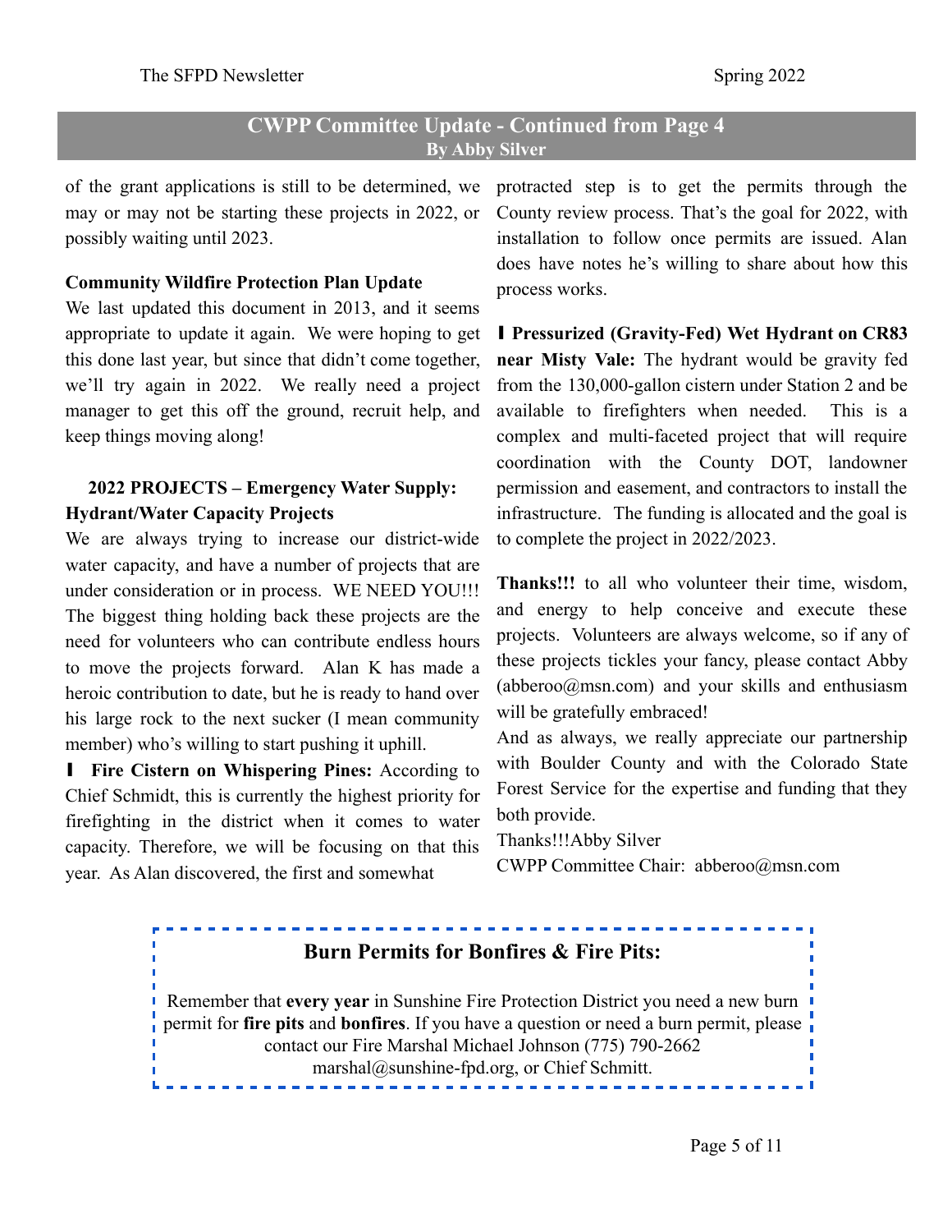## CWPP Committee Update - Continued from Page 4

**By Abby Silver**

of the grant applications is still to be determined, we may or may not be starting these projects in 2022, or possibly waiting until 2023.

**Community Wildfire Protection Plan Update**

We last updated this document in 2013, and it seems appropriate to update it again. We were hoping to get this done last year, but since that didn't come together, we'll try again in 2022. We really need a project manager to get this off the ground, recruit help, and keep things moving along!

**2022 PROJECTS – Emergency Water Supply: Hydrant/Water Capacity Projects**

We are always trying to increase our district-wide water capacity, and have a number of projects that are under consideration or in process. WE NEED YOU!!! The biggest thing holding back these projects are the need for volunteers who can contribute endless hours to move the projects forward. Alan K has made a heroic contribution to date, but he is ready to hand over his large rock to the next sucker (I mean community member) who's willing to start pushing it uphill.

- **Fire Cistern on Whispering Pines:** According to Chief Schmidt, this is currently the highest priority for firefighting in the district when it comes to water capacity. Therefore, we will be focusing on that this year. As Alan discovered, the first and somewhat protracted step is to get the permits through the County review process. That's the goal for 2022, with installation to follow once permits are issued. Alan does have notes he's willing to share about how this process works.

- **Pressurized (Gravity-Fed) Wet Hydrant on CR83 near Misty Vale:** The hydrant would be gravity fed from the 130,000-gallon cistern under Station 2 and be available to firefighters when needed. This is a complex and multi-faceted project that will require coordination with the County DOT, landowner permission and easement, and contractors to install the infrastructure. The funding is allocated and the goal is to complete the project in 2022/2023.

**Thanks!!!** to all who volunteer their time, wisdom, and energy to help conceive and execute these projects. Volunteers are always welcome, so if any of these projects tickles your fancy, please contact Abby (abberoo@msn.com) and your skills and enthusiasm will be gratefully embraced!

And as always, we really appreciate our partnership with Boulder County and with the Colorado State Forest Service for the expertise and funding that they both provide.

Thanks!!!Abby Silver

CWPP Committee Chair: abberoo@msn.com

### Burn Permits for Bonfires & Fire Pits:

Remember that **every year** in Sunshine Fire Protection District you need a new burn permit for **fire pits** and **bonfires**. If you have a question or need a burn permit, please contact our Fire Marshal Michael Johnson (775) 790-2662 marshal@sunshine-fpd.org, or Chief Schmitt.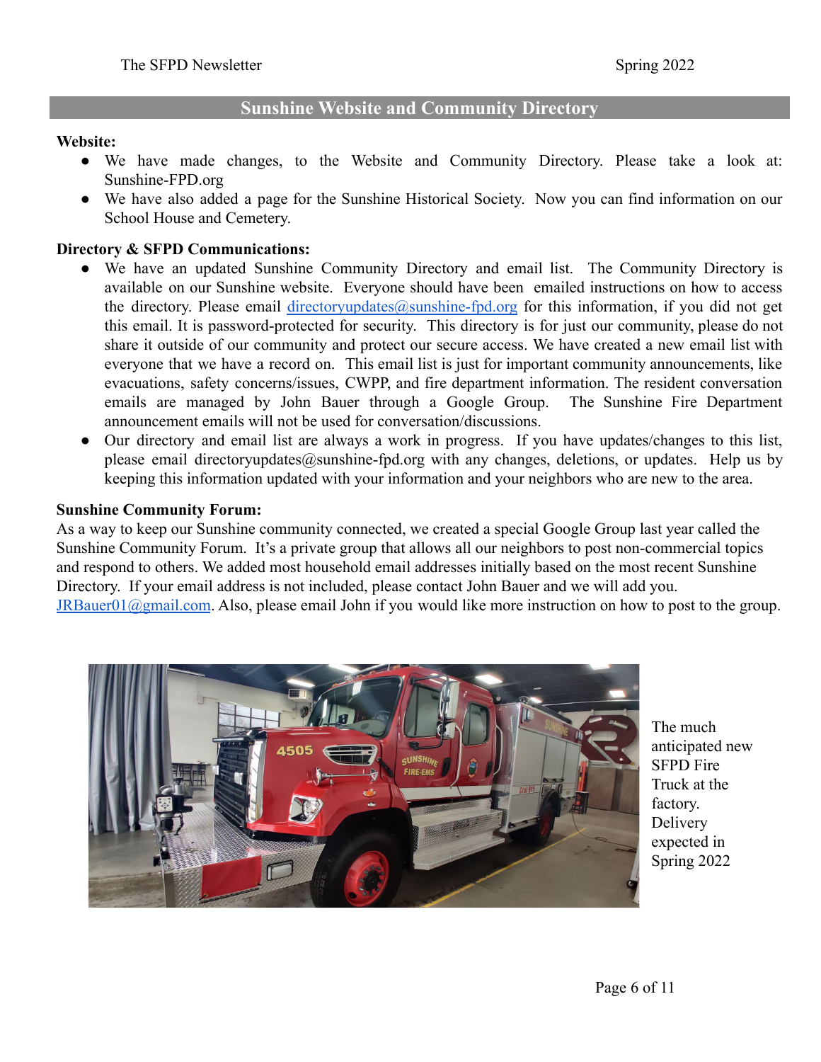## Sunshine Website and Community Directory

**Website:**

- We have made changes, to the Website and Community Directory. Please take a look at: Sunshine-FPD.org
- We have also added a page for the Sunshine Historical Society. Now you can find information on our School House and Cemetery.

**Directory & SFPD Communications:**

- We have an updated Sunshine Community Directory and email list. The Community Directory is available on our Sunshine website. Everyone should have been emailed instructions on how to access the directory. Please email directoryupdates@sunshine-fpd.org for this information, if you did not get this email. It is password-protected for security. This directory is for just our community, please do not share it outside of our community and protect our secure access. We have created a new email list with everyone that we have a record on. This email list is just for important community announcements, like evacuations, safety concerns/issues, CWPP, and fire department information. The resident conversation emails are managed by John Bauer through a Google Group. The Sunshine Fire Department announcement emails will not be used for conversation/discussions.
- Our directory and email list are always a work in progress. If you have updates/changes to this list, please email directoryupdates@sunshine-fpd.org with any changes, deletions, or updates. Help us by keeping this information updated with your information and your neighbors who are new to the area.

**Sunshine Community Forum:**

As a way to keep our Sunshine community connected, we created a special Google Group last year called the Sunshine Community Forum. It's a private group that allows all our neighbors to post non-commercial topics and respond to others. We added most household email addresses initially based on the most recent Sunshine Directory. If your email address is not included, please contact John Bauer and we will add you. JRBauer01@gmail.com. Also, please email John if you would like more instruction on how to post to the group.

The much anticipated new SFPD Fire Truck at the factory. Delivery expected in Spring 2022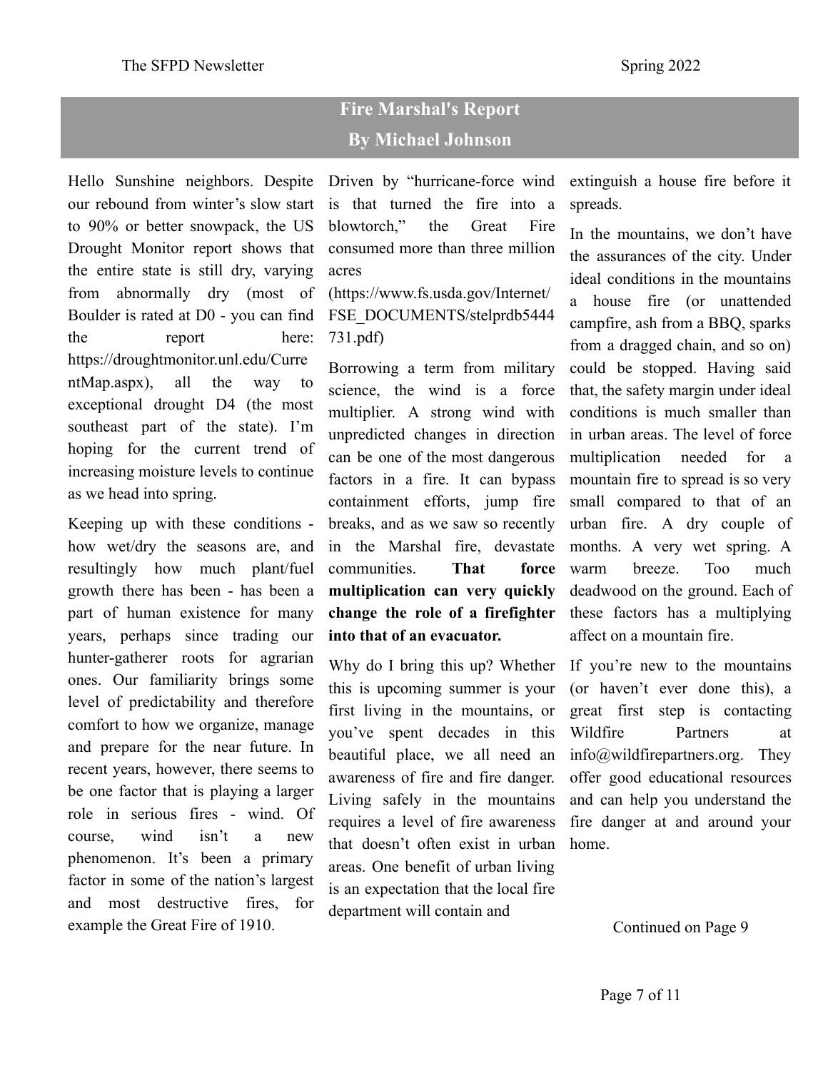## Fire Marshal's Report
### By Michael Johnson

Hello Sunshine neighbors. Despite our rebound from winter's slow start to 90% or better snowpack, the US Drought Monitor report shows that the entire state is still dry, varying from abnormally dry (most of Boulder is rated at D0 - you can find the report here: https://droughtmonitor.unl.edu/CurrentMap.aspx), all the way to exceptional drought D4 (the most southeast part of the state). I'm hoping for the current trend of increasing moisture levels to continue as we head into spring.

Keeping up with these conditions - how wet/dry the seasons are, and resultingly how much plant/fuel growth there has been - has been a part of human existence for many years, perhaps since trading our hunter-gatherer roots for agrarian ones. Our familiarity brings some level of predictability and therefore comfort to how we organize, manage and prepare for the near future. In recent years, however, there seems to be one factor that is playing a larger role in serious fires - wind. Of course, wind isn't a new phenomenon. It's been a primary factor in some of the nation's largest and most destructive fires, for example the Great Fire of 1910. Driven by "hurricane-force wind is that turned the fire into a blowtorch," the Great Fire consumed more than three million acres (https://www.fs.usda.gov/Internet/FSE_DOCUMENTS/stelprdb5444731.pdf)

Borrowing a term from military science, the wind is a force multiplier. A strong wind with unpredicted changes in direction can be one of the most dangerous factors in a fire. It can bypass containment efforts, jump fire breaks, and as we saw so recently in the Marshal fire, devastate communities. **That force multiplication can very quickly change the role of a firefighter into that of an evacuator.**

Why do I bring this up? Whether this is upcoming summer is your first living in the mountains, or you've spent decades in this beautiful place, we all need an awareness of fire and fire danger. Living safely in the mountains requires a level of fire awareness that doesn't often exist in urban areas. One benefit of urban living is an expectation that the local fire department will contain and extinguish a house fire before it spreads.

In the mountains, we don't have the assurances of the city. Under ideal conditions in the mountains a house fire (or unattended campfire, ash from a BBQ, sparks from a dragged chain, and so on) could be stopped. Having said that, the safety margin under ideal conditions is much smaller than in urban areas. The level of force multiplication needed for a mountain fire to spread is so very small compared to that of an urban fire. A dry couple of months. A very wet spring. A warm breeze. Too much deadwood on the ground. Each of these factors has a multiplying affect on a mountain fire.

If you're new to the mountains (or haven't ever done this), a great first step is contacting Wildfire Partners at info@wildfirepartners.org. They offer good educational resources and can help you understand the fire danger at and around your home.

Continued on Page 9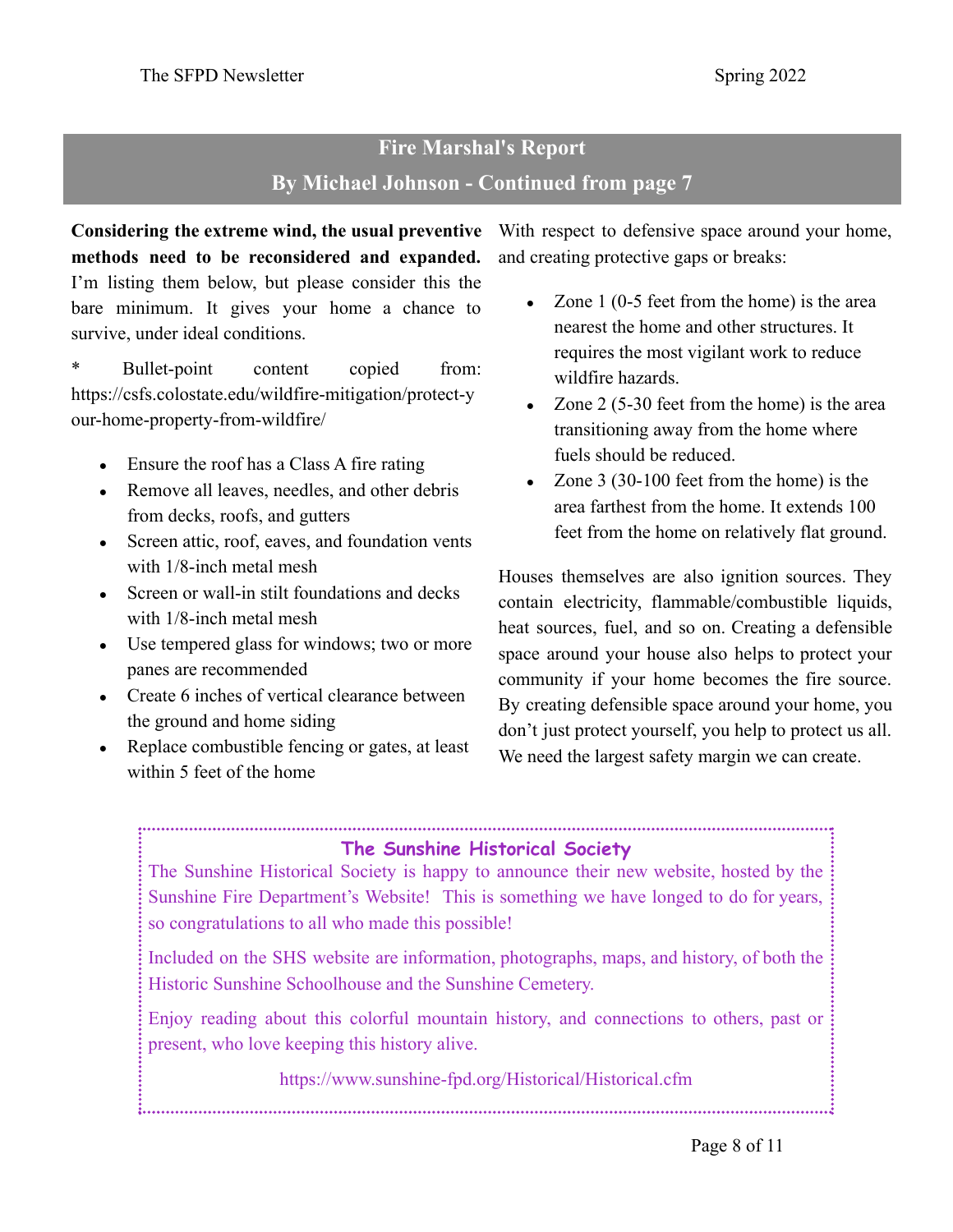## Fire Marshal's Report

### By Michael Johnson - Continued from page 7

**Considering the extreme wind, the usual preventive methods need to be reconsidered and expanded.** I'm listing them below, but please consider this the bare minimum. It gives your home a chance to survive, under ideal conditions.

* Bullet-point content copied from: https://csfs.colostate.edu/wildfire-mitigation/protect-your-home-property-from-wildfire/

- Ensure the roof has a Class A fire rating
- Remove all leaves, needles, and other debris from decks, roofs, and gutters
- Screen attic, roof, eaves, and foundation vents with 1/8-inch metal mesh
- Screen or wall-in stilt foundations and decks with 1/8-inch metal mesh
- Use tempered glass for windows; two or more panes are recommended
- Create 6 inches of vertical clearance between the ground and home siding
- Replace combustible fencing or gates, at least within 5 feet of the home

With respect to defensive space around your home, and creating protective gaps or breaks:

- Zone 1 (0-5 feet from the home) is the area nearest the home and other structures. It requires the most vigilant work to reduce wildfire hazards.
- Zone 2 (5-30 feet from the home) is the area transitioning away from the home where fuels should be reduced.
- Zone 3 (30-100 feet from the home) is the area farthest from the home. It extends 100 feet from the home on relatively flat ground.

Houses themselves are also ignition sources. They contain electricity, flammable/combustible liquids, heat sources, fuel, and so on. Creating a defensible space around your house also helps to protect your community if your home becomes the fire source. By creating defensible space around your home, you don't just protect yourself, you help to protect us all. We need the largest safety margin we can create.

### The Sunshine Historical Society

The Sunshine Historical Society is happy to announce their new website, hosted by the Sunshine Fire Department's Website! This is something we have longed to do for years, so congratulations to all who made this possible!

Included on the SHS website are information, photographs, maps, and history, of both the Historic Sunshine Schoolhouse and the Sunshine Cemetery.

Enjoy reading about this colorful mountain history, and connections to others, past or present, who love keeping this history alive.

https://www.sunshine-fpd.org/Historical/Historical.cfm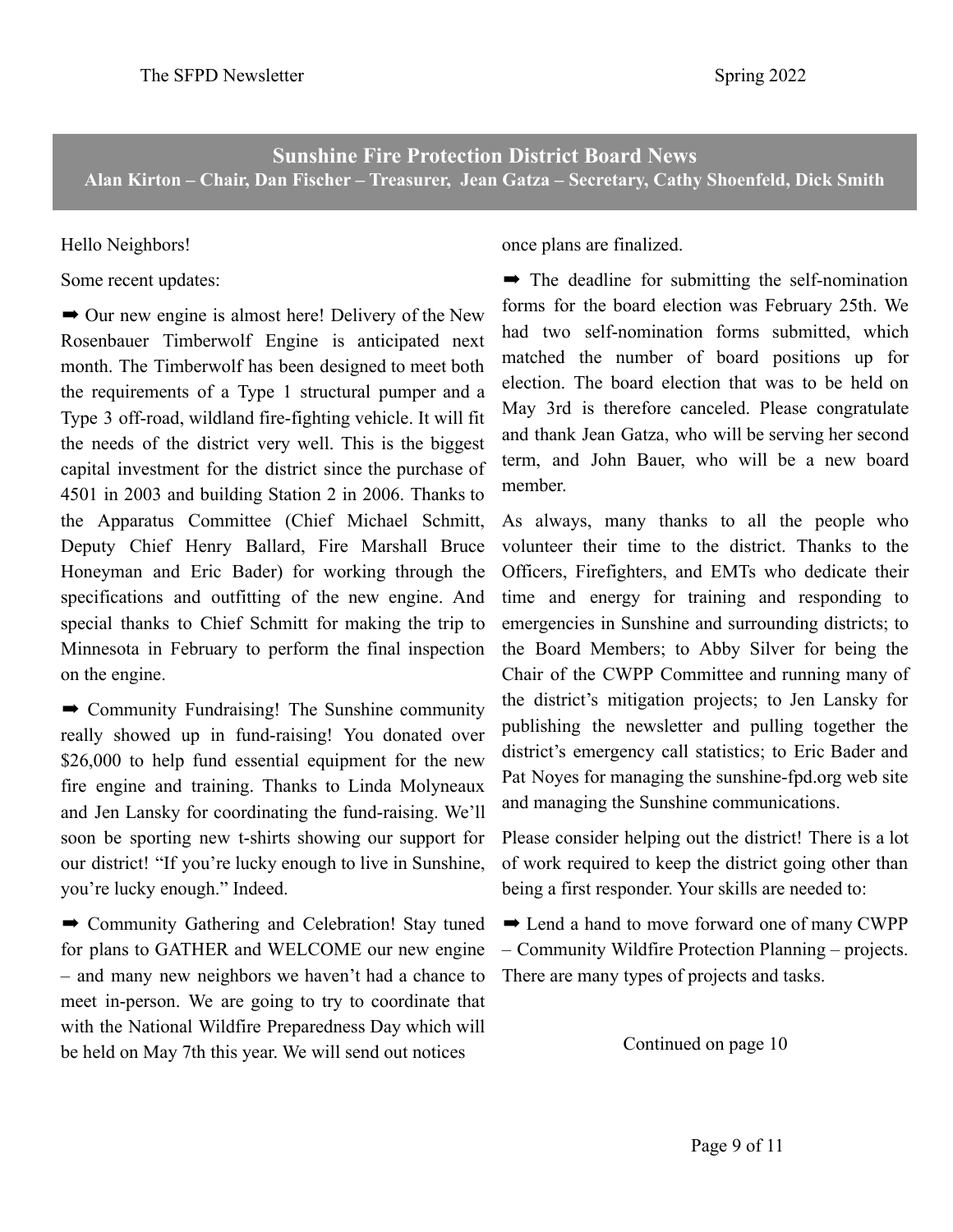## Sunshine Fire Protection District Board News

**Alan Kirton – Chair, Dan Fischer – Treasurer, Jean Gatza – Secretary, Cathy Shoenfeld, Dick Smith**

Hello Neighbors!

Some recent updates:

➡ Our new engine is almost here! Delivery of the New Rosenbauer Timberwolf Engine is anticipated next month. The Timberwolf has been designed to meet both the requirements of a Type 1 structural pumper and a Type 3 off-road, wildland fire-fighting vehicle. It will fit the needs of the district very well. This is the biggest capital investment for the district since the purchase of 4501 in 2003 and building Station 2 in 2006. Thanks to the Apparatus Committee (Chief Michael Schmitt, Deputy Chief Henry Ballard, Fire Marshall Bruce Honeyman and Eric Bader) for working through the specifications and outfitting of the new engine. And special thanks to Chief Schmitt for making the trip to Minnesota in February to perform the final inspection on the engine.

➡ Community Fundraising! The Sunshine community really showed up in fund-raising! You donated over $26,000 to help fund essential equipment for the new fire engine and training. Thanks to Linda Molyneaux and Jen Lansky for coordinating the fund-raising. We'll soon be sporting new t-shirts showing our support for our district! "If you're lucky enough to live in Sunshine, you're lucky enough." Indeed.

➡ Community Gathering and Celebration! Stay tuned for plans to GATHER and WELCOME our new engine – and many new neighbors we haven't had a chance to meet in-person. We are going to try to coordinate that with the National Wildfire Preparedness Day which will be held on May 7th this year. We will send out notices once plans are finalized.

➡ The deadline for submitting the self-nomination forms for the board election was February 25th. We had two self-nomination forms submitted, which matched the number of board positions up for election. The board election that was to be held on May 3rd is therefore canceled. Please congratulate and thank Jean Gatza, who will be serving her second term, and John Bauer, who will be a new board member.

As always, many thanks to all the people who volunteer their time to the district. Thanks to the Officers, Firefighters, and EMTs who dedicate their time and energy for training and responding to emergencies in Sunshine and surrounding districts; to the Board Members; to Abby Silver for being the Chair of the CWPP Committee and running many of the district's mitigation projects; to Jen Lansky for publishing the newsletter and pulling together the district's emergency call statistics; to Eric Bader and Pat Noyes for managing the sunshine-fpd.org web site and managing the Sunshine communications.

Please consider helping out the district! There is a lot of work required to keep the district going other than being a first responder. Your skills are needed to:

➡ Lend a hand to move forward one of many CWPP – Community Wildfire Protection Planning – projects. There are many types of projects and tasks.

Continued on page 10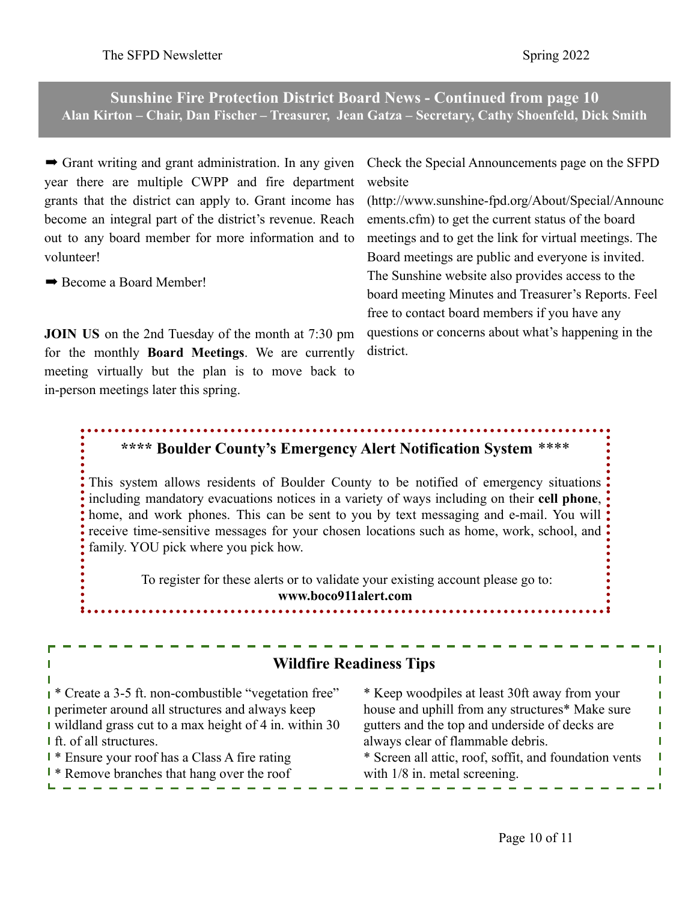## Sunshine Fire Protection District Board News - Continued from page 10

**Alan Kirton – Chair, Dan Fischer – Treasurer, Jean Gatza – Secretary, Cathy Shoenfeld, Dick Smith**

➡ Grant writing and grant administration. In any given year there are multiple CWPP and fire department grants that the district can apply to. Grant income has become an integral part of the district's revenue. Reach out to any board member for more information and to volunteer!

➡ Become a Board Member!

**JOIN US** on the 2nd Tuesday of the month at 7:30 pm for the monthly **Board Meetings**. We are currently meeting virtually but the plan is to move back to in-person meetings later this spring.

Check the Special Announcements page on the SFPD website (http://www.sunshine-fpd.org/About/Special/Announcements.cfm) to get the current status of the board meetings and to get the link for virtual meetings. The Board meetings are public and everyone is invited. The Sunshine website also provides access to the board meeting Minutes and Treasurer's Reports. Feel free to contact board members if you have any questions or concerns about what's happening in the district.

### **** Boulder County's Emergency Alert Notification System ****

This system allows residents of Boulder County to be notified of emergency situations including mandatory evacuations notices in a variety of ways including on their **cell phone**, home, and work phones. This can be sent to you by text messaging and e-mail. You will receive time-sensitive messages for your chosen locations such as home, work, school, and family. YOU pick where you pick how.

To register for these alerts or to validate your existing account please go to:
**www.boco911alert.com**

### Wildfire Readiness Tips

* Create a 3-5 ft. non-combustible "vegetation free" perimeter around all structures and always keep wildland grass cut to a max height of 4 in. within 30 ft. of all structures.
* Ensure your roof has a Class A fire rating
* Remove branches that hang over the roof
* Keep woodpiles at least 30ft away from your house and uphill from any structures* Make sure gutters and the top and underside of decks are always clear of flammable debris.
* Screen all attic, roof, soffit, and foundation vents with 1/8 in. metal screening.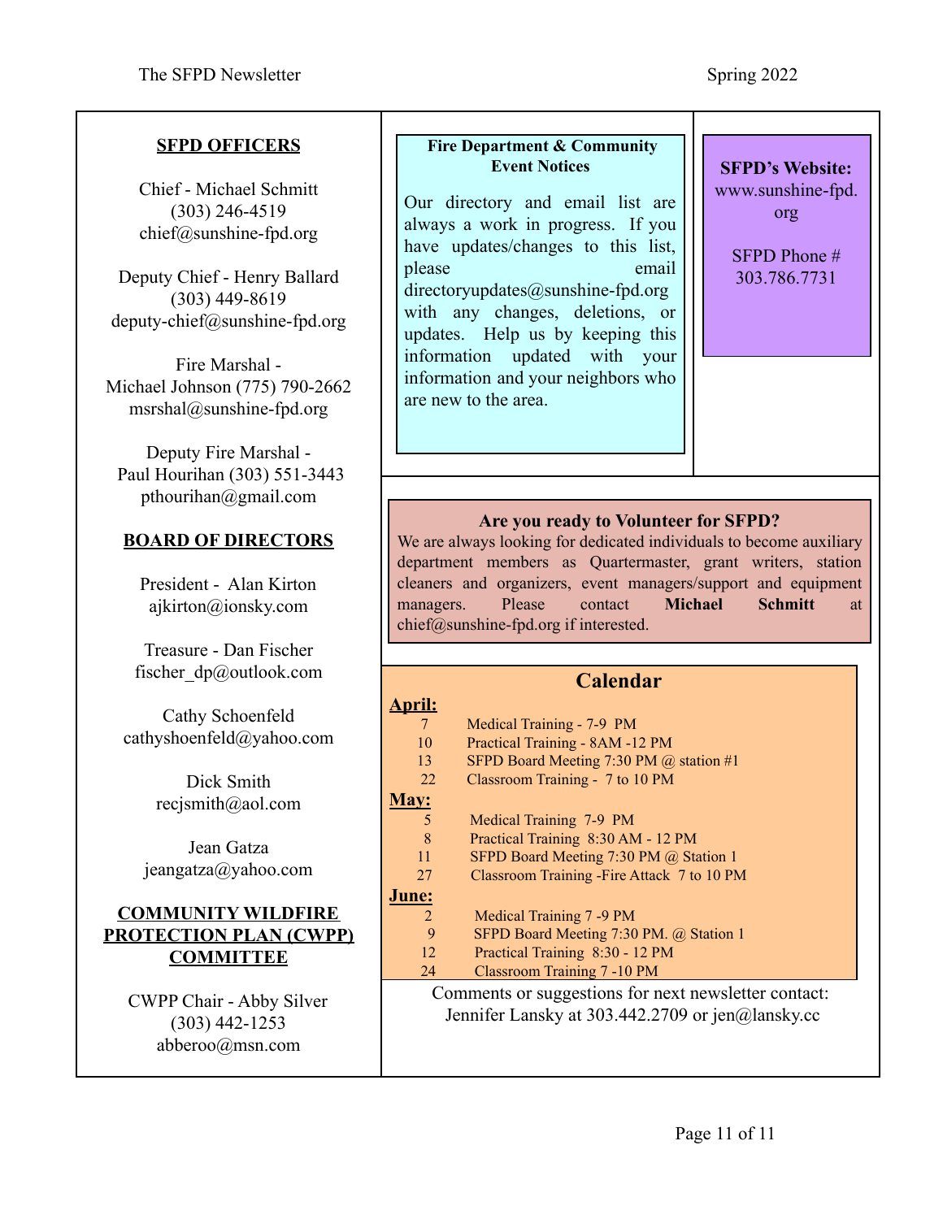## SFPD OFFICERS

Chief - Michael Schmitt
(303) 246-4519
chief@sunshine-fpd.org

Deputy Chief - Henry Ballard
(303) 449-8619
deputy-chief@sunshine-fpd.org

Fire Marshal -
Michael Johnson (775) 790-2662
msrshal@sunshine-fpd.org

Deputy Fire Marshal -
Paul Hourihan (303) 551-3443
pthourihan@gmail.com

## BOARD OF DIRECTORS

President - Alan Kirton
ajkirton@ionsky.com

Treasure - Dan Fischer
fischer_dp@outlook.com

Cathy Schoenfeld
cathyshoenfeld@yahoo.com

Dick Smith
recjsmith@aol.com

Jean Gatza
jeangatza@yahoo.com

## COMMUNITY WILDFIRE PROTECTION PLAN (CWPP) COMMITTEE

CWPP Chair - Abby Silver
(303) 442-1253
abberoo@msn.com

### Fire Department & Community Event Notices

Our directory and email list are always a work in progress. If you have updates/changes to this list, please email directoryupdates@sunshine-fpd.org with any changes, deletions, or updates. Help us by keeping this information updated with your information and your neighbors who are new to the area.

**SFPD's Website:**
www.sunshine-fpd.org

SFPD Phone #
303.786.7731

### Are you ready to Volunteer for SFPD?

We are always looking for dedicated individuals to become auxiliary department members as Quartermaster, grant writers, station cleaners and organizers, event managers/support and equipment managers. Please contact **Michael Schmitt** at chief@sunshine-fpd.org if interested.

## Calendar

**April:**

- 7 Medical Training - 7-9 PM
- 10 Practical Training - 8AM -12 PM
- 13 SFPD Board Meeting 7:30 PM @ station #1
- 22 Classroom Training - 7 to 10 PM

**May:**

- 5 Medical Training 7-9 PM
- 8 Practical Training 8:30 AM - 12 PM
- 11 SFPD Board Meeting 7:30 PM @ Station 1
- 27 Classroom Training -Fire Attack 7 to 10 PM

**June:**

- 2 Medical Training 7 -9 PM
- 9 SFPD Board Meeting 7:30 PM. @ Station 1
- 12 Practical Training 8:30 - 12 PM
- 24 Classroom Training 7 -10 PM

Comments or suggestions for next newsletter contact:
Jennifer Lansky at 303.442.2709 or jen@lansky.cc